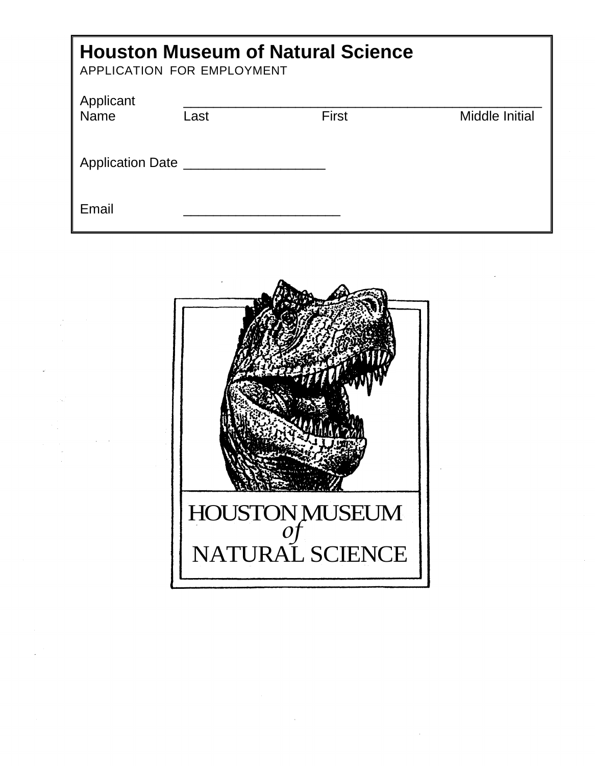# Houston Museum of Natural Science

APPLICATION FOR EMPLOYMENT

Applicant Name ______________________________________________

Last First Middle Initial

Application Date ___________________

Email _____________________

HOUSTON MUSEUM *of* NATURAL SCIENCE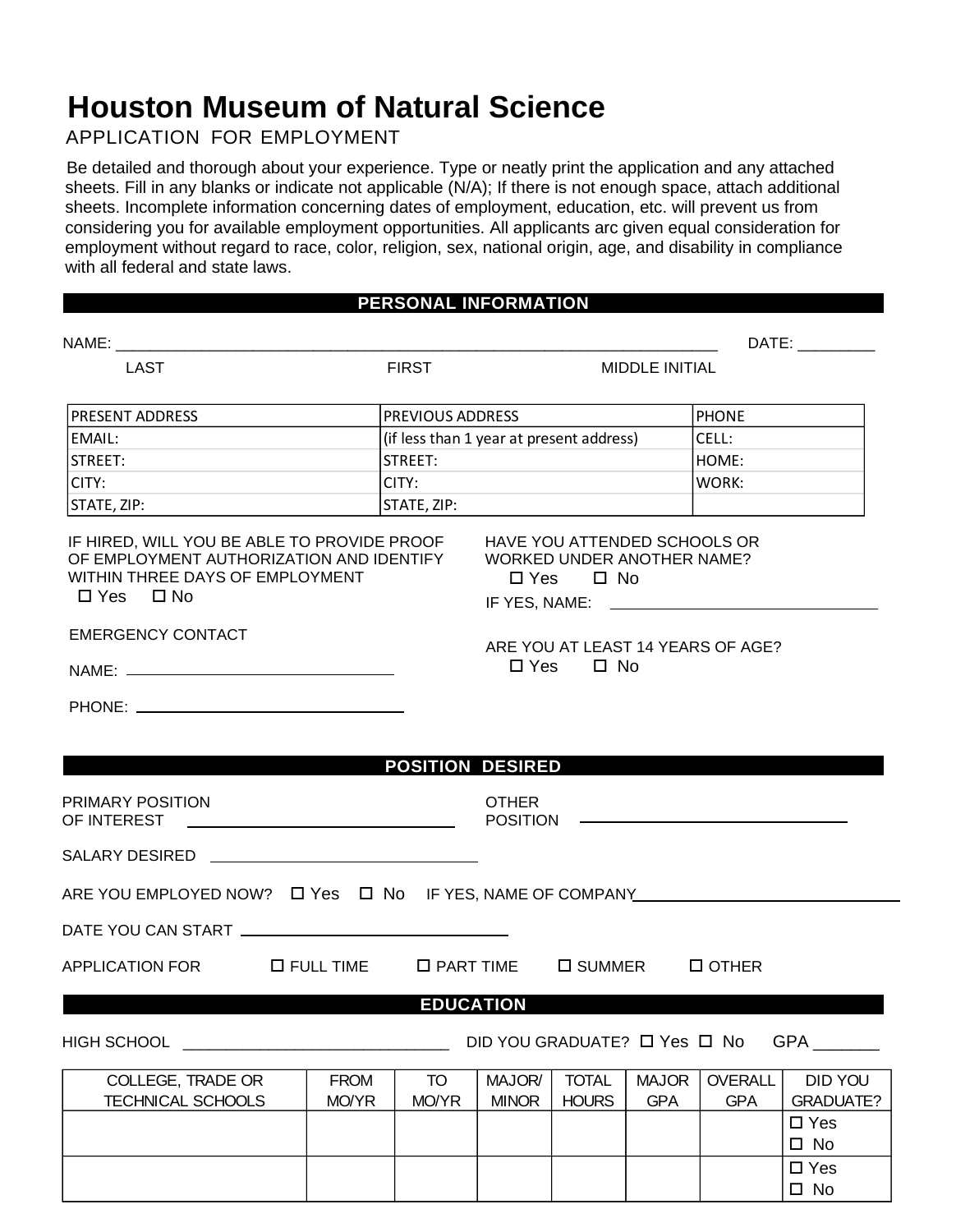# Houston Museum of Natural Science

APPLICATION FOR EMPLOYMENT

Be detailed and thorough about your experience. Type or neatly print the application and any attached sheets. Fill in any blanks or indicate not applicable (N/A); If there is not enough space, attach additional sheets. Incomplete information concerning dates of employment, education, etc. will prevent us from considering you for available employment opportunities. All applicants arc given equal consideration for employment without regard to race, color, religion, sex, national origin, age, and disability in compliance with all federal and state laws.

## PERSONAL INFORMATION

NAME: ______________________________________________________________________ DATE: _________

LAST FIRST MIDDLE INITIAL

| PRESENT ADDRESS | PREVIOUS ADDRESS | PHONE |
|---|---|---|
| EMAIL: | (if less than 1 year at present address) | CELL: |
| STREET: | STREET: | HOME: |
| CITY: | CITY: | WORK: |
| STATE, ZIP: | STATE, ZIP: | |

IF HIRED, WILL YOU BE ABLE TO PROVIDE PROOF OF EMPLOYMENT AUTHORIZATION AND IDENTIFY WITHIN THREE DAYS OF EMPLOYMENT

☐ Yes ☐ No

HAVE YOU ATTENDED SCHOOLS OR WORKED UNDER ANOTHER NAME?

☐ Yes ☐ No

IF YES, NAME: ______________________________

EMERGENCY CONTACT

NAME: ______________________________

PHONE: ______________________________

ARE YOU AT LEAST 14 YEARS OF AGE?

☐ Yes ☐ No

## POSITION DESIRED

PRIMARY POSITION OF INTEREST ______________________________

OTHER POSITION ______________________________

SALARY DESIRED ______________________________

ARE YOU EMPLOYED NOW? ☐ Yes ☐ No IF YES, NAME OF COMPANY______________________________

DATE YOU CAN START ______________________________

APPLICATION FOR ☐ FULL TIME ☐ PART TIME ☐ SUMMER ☐ OTHER

## EDUCATION

HIGH SCHOOL ______________________________ DID YOU GRADUATE? ☐ Yes ☐ No GPA _______

| COLLEGE, TRADE OR TECHNICAL SCHOOLS | FROM MO/YR | TO MO/YR | MAJOR/ MINOR | TOTAL HOURS | MAJOR GPA | OVERALL GPA | DID YOU GRADUATE? |
|---|---|---|---|---|---|---|---|
| | | | | | | | ☐ Yes ☐ No |
| | | | | | | | ☐ Yes ☐ No |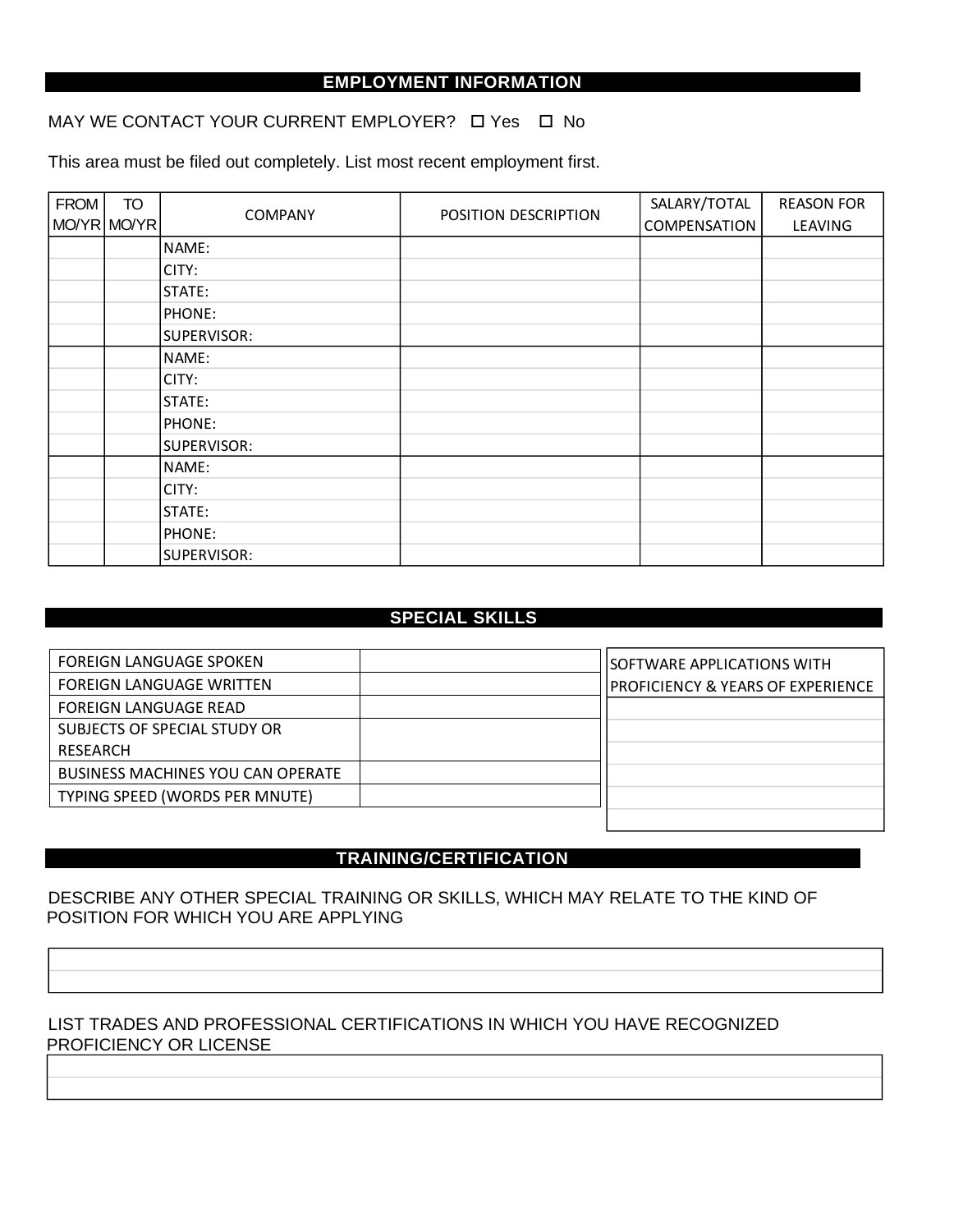## EMPLOYMENT INFORMATION

MAY WE CONTACT YOUR CURRENT EMPLOYER? ☐ Yes ☐ No

This area must be filed out completely. List most recent employment first.

| FROM MO/YR | TO MO/YR | COMPANY | POSITION DESCRIPTION | SALARY/TOTAL COMPENSATION | REASON FOR LEAVING |
|---|---|---|---|---|---|
| | | NAME: | | | |
| | | CITY: | | | |
| | | STATE: | | | |
| | | PHONE: | | | |
| | | SUPERVISOR: | | | |
| | | NAME: | | | |
| | | CITY: | | | |
| | | STATE: | | | |
| | | PHONE: | | | |
| | | SUPERVISOR: | | | |
| | | NAME: | | | |
| | | CITY: | | | |
| | | STATE: | | | |
| | | PHONE: | | | |
| | | SUPERVISOR: | | | |

## SPECIAL SKILLS

| | |
|---|---|
| FOREIGN LANGUAGE SPOKEN | |
| FOREIGN LANGUAGE WRITTEN | |
| FOREIGN LANGUAGE READ | |
| SUBJECTS OF SPECIAL STUDY OR RESEARCH | |
| BUSINESS MACHINES YOU CAN OPERATE | |
| TYPING SPEED (WORDS PER MNUTE) | |

| SOFTWARE APPLICATIONS WITH PROFICIENCY & YEARS OF EXPERIENCE |
|---|
| |
| |
| |
| |
| |

## TRAINING/CERTIFICATION

DESCRIBE ANY OTHER SPECIAL TRAINING OR SKILLS, WHICH MAY RELATE TO THE KIND OF POSITION FOR WHICH YOU ARE APPLYING

| |
|---|
| |
| |

LIST TRADES AND PROFESSIONAL CERTIFICATIONS IN WHICH YOU HAVE RECOGNIZED PROFICIENCY OR LICENSE

| |
|---|
| |
| |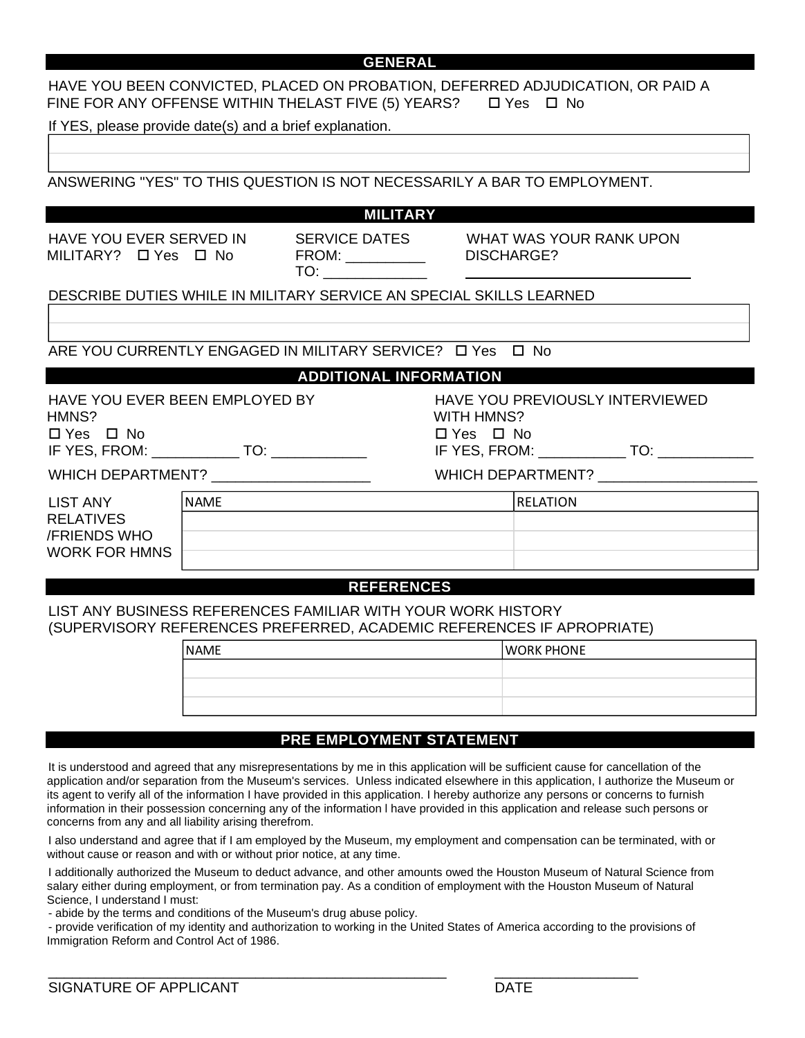## GENERAL

HAVE YOU BEEN CONVICTED, PLACED ON PROBATION, DEFERRED ADJUDICATION, OR PAID A FINE FOR ANY OFFENSE WITHIN THELAST FIVE (5) YEARS? ☐ Yes ☐ No

If YES, please provide date(s) and a brief explanation.

| |
|---|
| |
| |

ANSWERING "YES" TO THIS QUESTION IS NOT NECESSARILY A BAR TO EMPLOYMENT.

## MILITARY

HAVE YOU EVER SERVED IN MILITARY? ☐ Yes ☐ No

SERVICE DATES FROM: __________ TO: _____________

WHAT WAS YOUR RANK UPON DISCHARGE? ____________________________

DESCRIBE DUTIES WHILE IN MILITARY SERVICE AN SPECIAL SKILLS LEARNED

| |
|---|
| |
| |

ARE YOU CURRENTLY ENGAGED IN MILITARY SERVICE? ☐ Yes ☐ No

## ADDITIONAL INFORMATION

HAVE YOU EVER BEEN EMPLOYED BY HMNS?
☐ Yes ☐ No
IF YES, FROM: ___________ TO: ____________
WHICH DEPARTMENT? ____________________

HAVE YOU PREVIOUSLY INTERVIEWED WITH HMNS?
☐ Yes ☐ No
IF YES, FROM: ___________ TO: ____________
WHICH DEPARTMENT? ____________________

LIST ANY RELATIVES /FRIENDS WHO WORK FOR HMNS

| NAME | RELATION |
|---|---|
| | |
| | |
| | |

## REFERENCES

LIST ANY BUSINESS REFERENCES FAMILIAR WITH YOUR WORK HISTORY
(SUPERVISORY REFERENCES PREFERRED, ACADEMIC REFERENCES IF APROPRIATE)

| NAME | WORK PHONE |
|---|---|
| | |
| | |
| | |

## PRE EMPLOYMENT STATEMENT

It is understood and agreed that any misrepresentations by me in this application will be sufficient cause for cancellation of the application and/or separation from the Museum's services. Unless indicated elsewhere in this application, I authorize the Museum or its agent to verify all of the information I have provided in this application. I hereby authorize any persons or concerns to furnish information in their possession concerning any of the information l have provided in this application and release such persons or concerns from any and all liability arising therefrom.

I also understand and agree that if I am employed by the Museum, my employment and compensation can be terminated, with or without cause or reason and with or without prior notice, at any time.

I additionally authorized the Museum to deduct advance, and other amounts owed the Houston Museum of Natural Science from salary either during employment, or from termination pay. As a condition of employment with the Houston Museum of Natural Science, I understand I must:

- abide by the terms and conditions of the Museum's drug abuse policy.
- provide verification of my identity and authorization to working in the United States of America according to the provisions of Immigration Reform and Control Act of 1986.

_____________________________________________ __________________

SIGNATURE OF APPLICANT DATE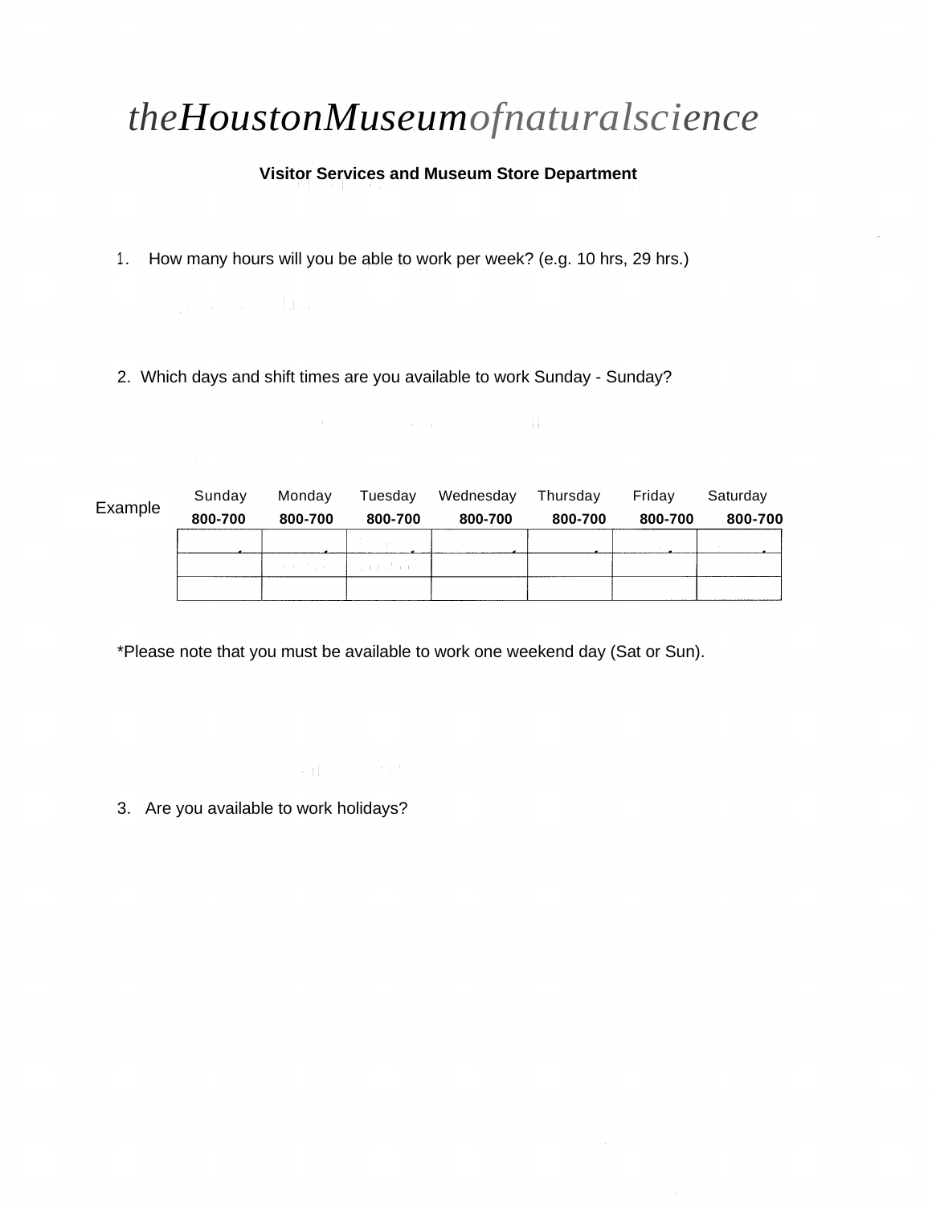# *theHoustonMuseumofnaturalscience*

**Visitor Services and Museum Store Department**

1. How many hours will you be able to work per week? (e.g. 10 hrs, 29 hrs.)

2. Which days and shift times are you available to work Sunday - Sunday?

| | Sunday | Monday | Tuesday | Wednesday | Thursday | Friday | Saturday |
|---|---|---|---|---|---|---|---|
| Example | **800-700** | **800-700** | **800-700** | **800-700** | **800-700** | **800-700** | **800-700** |
| | | | | | | | |
| | | | | | | | |
| | | | | | | | |

*Please note that you must be available to work one weekend day (Sat or Sun).

3. Are you available to work holidays?